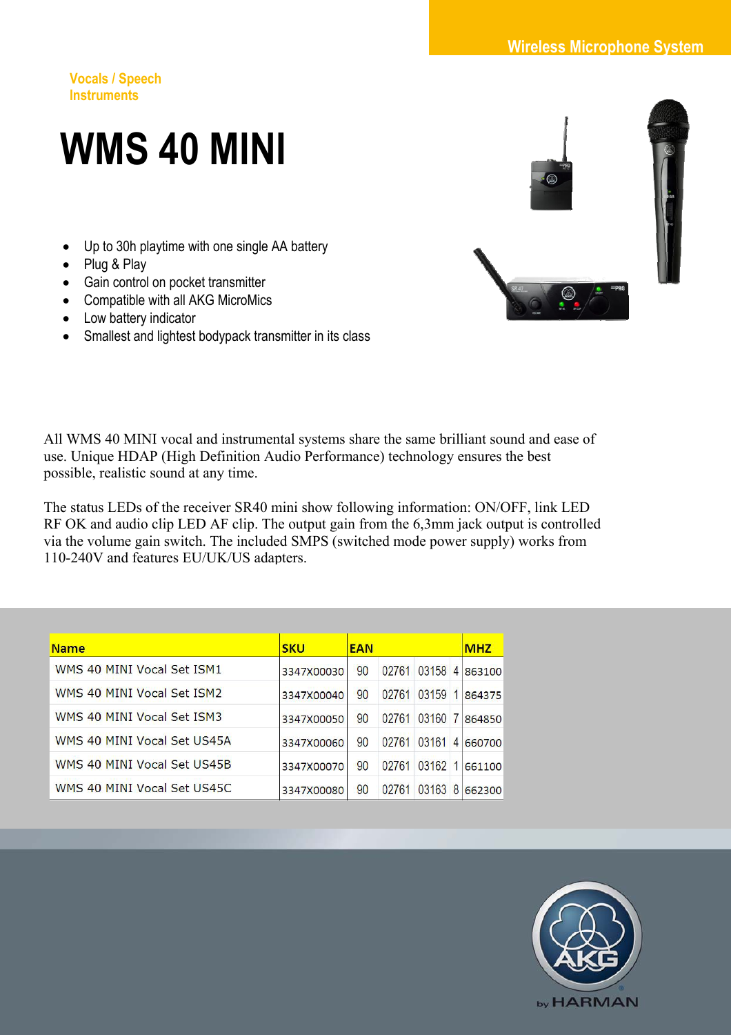Wireless Microphone System

Vocals / Speech
Instruments

# WMS 40 MINI

- Up to 30h playtime with one single AA battery
- Plug & Play
- Gain control on pocket transmitter
- Compatible with all AKG MicroMics
- Low battery indicator
- Smallest and lightest bodypack transmitter in its class

All WMS 40 MINI vocal and instrumental systems share the same brilliant sound and ease of use. Unique HDAP (High Definition Audio Performance) technology ensures the best possible, realistic sound at any time.

The status LEDs of the receiver SR40 mini show following information: ON/OFF, link LED RF OK and audio clip LED AF clip. The output gain from the 6,3mm jack output is controlled via the volume gain switch. The included SMPS (switched mode power supply) works from 110-240V and features EU/UK/US adapters.

| Name | SKU | EAN | | | | MHZ |
|---|---|---|---|---|---|---|
| WMS 40 MINI Vocal Set ISM1 | 3347X00030 | 90 | 02761 | 03158 | 4 | 863100 |
| WMS 40 MINI Vocal Set ISM2 | 3347X00040 | 90 | 02761 | 03159 | 1 | 864375 |
| WMS 40 MINI Vocal Set ISM3 | 3347X00050 | 90 | 02761 | 03160 | 7 | 864850 |
| WMS 40 MINI Vocal Set US45A | 3347X00060 | 90 | 02761 | 03161 | 4 | 660700 |
| WMS 40 MINI Vocal Set US45B | 3347X00070 | 90 | 02761 | 03162 | 1 | 661100 |
| WMS 40 MINI Vocal Set US45C | 3347X00080 | 90 | 02761 | 03163 | 8 | 662300 |

AKG by HARMAN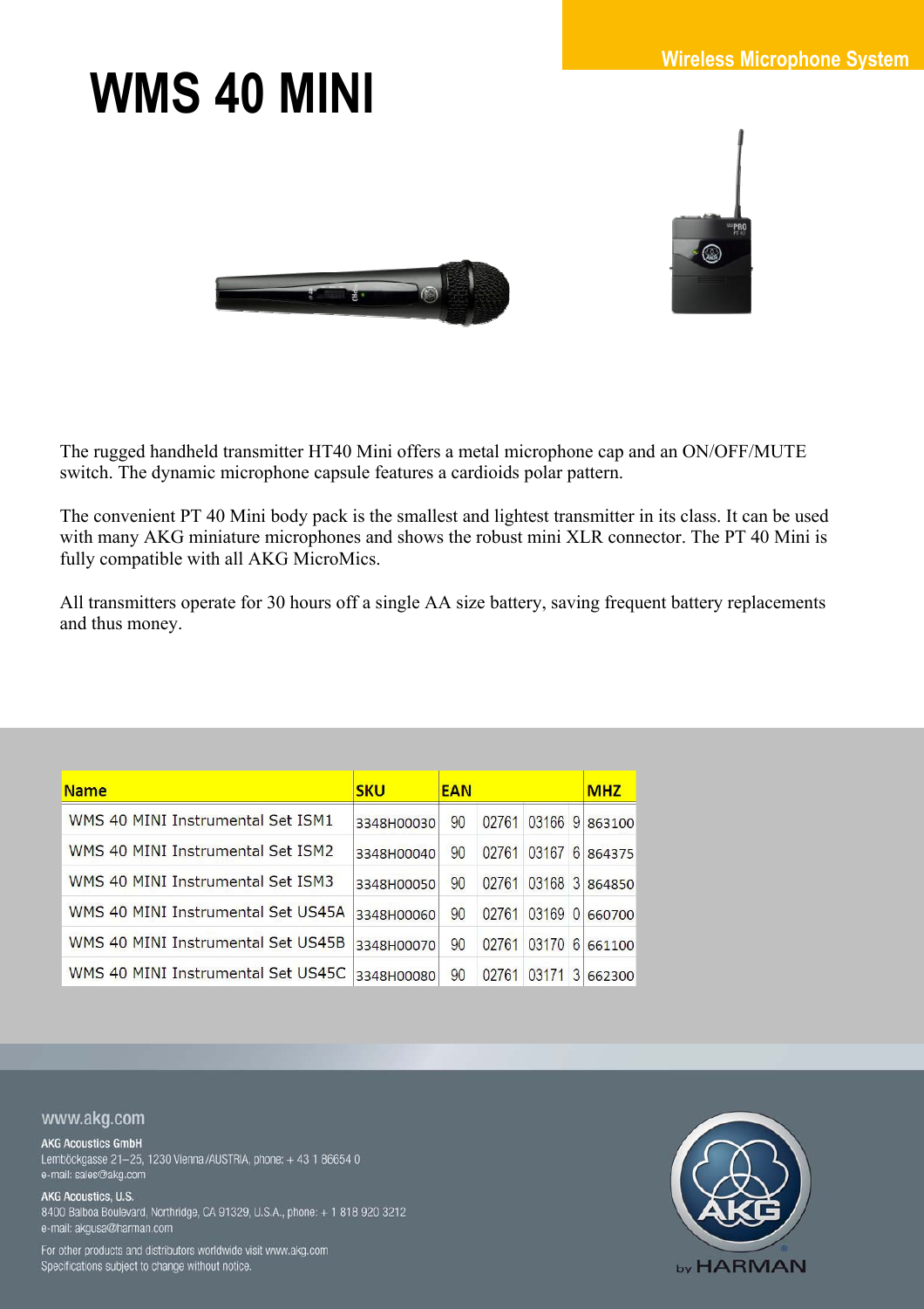# WMS 40 MINI

Wireless Microphone System

The rugged handheld transmitter HT40 Mini offers a metal microphone cap and an ON/OFF/MUTE switch. The dynamic microphone capsule features a cardioids polar pattern.

The convenient PT 40 Mini body pack is the smallest and lightest transmitter in its class. It can be used with many AKG miniature microphones and shows the robust mini XLR connector. The PT 40 Mini is fully compatible with all AKG MicroMics.

All transmitters operate for 30 hours off a single AA size battery, saving frequent battery replacements and thus money.

| Name | SKU | EAN | | | | MHZ |
|---|---|---|---|---|---|---|
| WMS 40 MINI Instrumental Set ISM1 | 3348H00030 | 90 | 02761 | 03166 | 9 | 863100 |
| WMS 40 MINI Instrumental Set ISM2 | 3348H00040 | 90 | 02761 | 03167 | 6 | 864375 |
| WMS 40 MINI Instrumental Set ISM3 | 3348H00050 | 90 | 02761 | 03168 | 3 | 864850 |
| WMS 40 MINI Instrumental Set US45A | 3348H00060 | 90 | 02761 | 03169 | 0 | 660700 |
| WMS 40 MINI Instrumental Set US45B | 3348H00070 | 90 | 02761 | 03170 | 6 | 661100 |
| WMS 40 MINI Instrumental Set US45C | 3348H00080 | 90 | 02761 | 03171 | 3 | 662300 |

www.akg.com

**AKG Acoustics GmbH**
Lemböckgasse 21–25, 1230 Vienna/AUSTRIA, phone: + 43 1 86654 0
e-mail: sales@akg.com

**AKG Acoustics, U.S.**
8400 Balboa Boulevard, Northridge, CA 91329, U.S.A., phone: + 1 818 920 3212
e-mail: akgusa@harman.com

For other products and distributors worldwide visit www.akg.com
Specifications subject to change without notice.

AKG by HARMAN